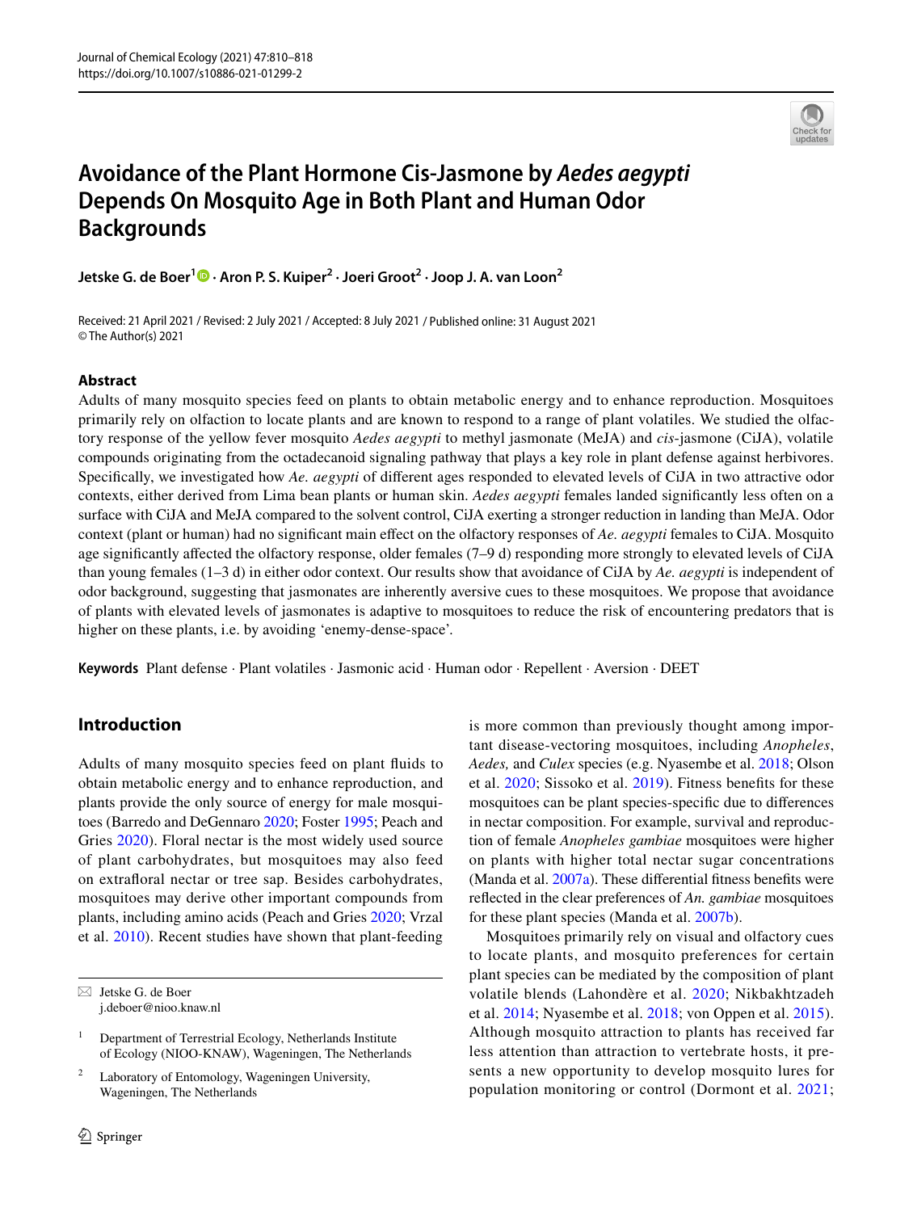# Avoidance of the Plant Hormone Cis-Jasmone by *Aedes aegypti* Depends On Mosquito Age in Both Plant and Human Odor Backgrounds

**Jetske G. de Boer[1] · Aron P. S. Kuiper[2] · Joeri Groot[2] · Joop J. A. van Loon[2]**

Received: 21 April 2021 / Revised: 2 July 2021 / Accepted: 8 July 2021 / Published online: 31 August 2021
© The Author(s) 2021

## Abstract

Adults of many mosquito species feed on plants to obtain metabolic energy and to enhance reproduction. Mosquitoes primarily rely on olfaction to locate plants and are known to respond to a range of plant volatiles. We studied the olfactory response of the yellow fever mosquito *Aedes aegypti* to methyl jasmonate (MeJA) and *cis*-jasmone (CiJA), volatile compounds originating from the octadecanoid signaling pathway that plays a key role in plant defense against herbivores. Specifically, we investigated how *Ae. aegypti* of different ages responded to elevated levels of CiJA in two attractive odor contexts, either derived from Lima bean plants or human skin. *Aedes aegypti* females landed significantly less often on a surface with CiJA and MeJA compared to the solvent control, CiJA exerting a stronger reduction in landing than MeJA. Odor context (plant or human) had no significant main effect on the olfactory responses of *Ae. aegypti* females to CiJA. Mosquito age significantly affected the olfactory response, older females (7–9 d) responding more strongly to elevated levels of CiJA than young females (1–3 d) in either odor context. Our results show that avoidance of CiJA by *Ae. aegypti* is independent of odor background, suggesting that jasmonates are inherently aversive cues to these mosquitoes. We propose that avoidance of plants with elevated levels of jasmonates is adaptive to mosquitoes to reduce the risk of encountering predators that is higher on these plants, i.e. by avoiding 'enemy-dense-space'.

**Keywords** Plant defense · Plant volatiles · Jasmonic acid · Human odor · Repellent · Aversion · DEET

## Introduction

Adults of many mosquito species feed on plant fluids to obtain metabolic energy and to enhance reproduction, and plants provide the only source of energy for male mosquitoes (Barredo and DeGennaro 2020; Foster 1995; Peach and Gries 2020). Floral nectar is the most widely used source of plant carbohydrates, but mosquitoes may also feed on extrafloral nectar or tree sap. Besides carbohydrates, mosquitoes may derive other important compounds from plants, including amino acids (Peach and Gries 2020; Vrzal et al. 2010). Recent studies have shown that plant-feeding is more common than previously thought among important disease-vectoring mosquitoes, including *Anopheles*, *Aedes,* and *Culex* species (e.g. Nyasembe et al. 2018; Olson et al. 2020; Sissoko et al. 2019). Fitness benefits for these mosquitoes can be plant species-specific due to differences in nectar composition. For example, survival and reproduction of female *Anopheles gambiae* mosquitoes were higher on plants with higher total nectar sugar concentrations (Manda et al. 2007a). These differential fitness benefits were reflected in the clear preferences of *An. gambiae* mosquitoes for these plant species (Manda et al. 2007b).

Mosquitoes primarily rely on visual and olfactory cues to locate plants, and mosquito preferences for certain plant species can be mediated by the composition of plant volatile blends (Lahondère et al. 2020; Nikbakhtzadeh et al. 2014; Nyasembe et al. 2018; von Oppen et al. 2015). Although mosquito attraction to plants has received far less attention than attraction to vertebrate hosts, it presents a new opportunity to develop mosquito lures for population monitoring or control (Dormont et al. 2021;

---

✉ Jetske G. de Boer
j.deboer@nioo.knaw.nl

[1] Department of Terrestrial Ecology, Netherlands Institute of Ecology (NIOO-KNAW), Wageningen, The Netherlands

[2] Laboratory of Entomology, Wageningen University, Wageningen, The Netherlands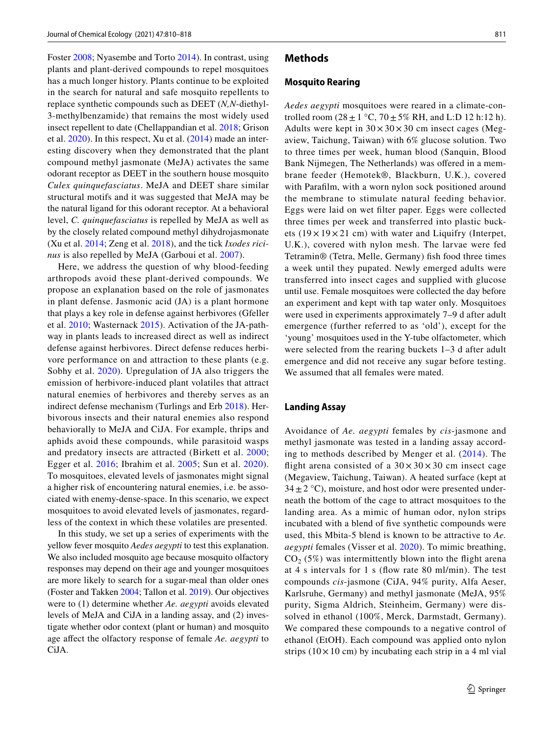Foster 2008; Nyasembe and Torto 2014). In contrast, using plants and plant-derived compounds to repel mosquitoes has a much longer history. Plants continue to be exploited in the search for natural and safe mosquito repellents to replace synthetic compounds such as DEET (*N,N*-diethyl-3-methylbenzamide) that remains the most widely used insect repellent to date (Chellappandian et al. 2018; Grison et al. 2020). In this respect, Xu et al. (2014) made an interesting discovery when they demonstrated that the plant compound methyl jasmonate (MeJA) activates the same odorant receptor as DEET in the southern house mosquito *Culex quinquefasciatus*. MeJA and DEET share similar structural motifs and it was suggested that MeJA may be the natural ligand for this odorant receptor. At a behavioral level, *C. quinquefasciatus* is repelled by MeJA as well as by the closely related compound methyl dihydrojasmonate (Xu et al. 2014; Zeng et al. 2018), and the tick *Ixodes ricinus* is also repelled by MeJA (Garboui et al. 2007).

Here, we address the question of why blood-feeding arthropods avoid these plant-derived compounds. We propose an explanation based on the role of jasmonates in plant defense. Jasmonic acid (JA) is a plant hormone that plays a key role in defense against herbivores (Gfeller et al. 2010; Wasternack 2015). Activation of the JA-pathway in plants leads to increased direct as well as indirect defense against herbivores. Direct defense reduces herbivore performance on and attraction to these plants (e.g. Sobhy et al. 2020). Upregulation of JA also triggers the emission of herbivore-induced plant volatiles that attract natural enemies of herbivores and thereby serves as an indirect defense mechanism (Turlings and Erb 2018). Herbivorous insects and their natural enemies also respond behaviorally to MeJA and CiJA. For example, thrips and aphids avoid these compounds, while parasitoid wasps and predatory insects are attracted (Birkett et al. 2000; Egger et al. 2016; Ibrahim et al. 2005; Sun et al. 2020). To mosquitoes, elevated levels of jasmonates might signal a higher risk of encountering natural enemies, i.e. be associated with enemy-dense-space. In this scenario, we expect mosquitoes to avoid elevated levels of jasmonates, regardless of the context in which these volatiles are presented.

In this study, we set up a series of experiments with the yellow fever mosquito *Aedes aegypti* to test this explanation. We also included mosquito age because mosquito olfactory responses may depend on their age and younger mosquitoes are more likely to search for a sugar-meal than older ones (Foster and Takken 2004; Tallon et al. 2019). Our objectives were to (1) determine whether *Ae. aegypti* avoids elevated levels of MeJA and CiJA in a landing assay, and (2) investigate whether odor context (plant or human) and mosquito age affect the olfactory response of female *Ae. aegypti* to CiJA.

## Methods

### Mosquito Rearing

*Aedes aegypti* mosquitoes were reared in a climate-controlled room (28 ± 1 °C, 70 ± 5% RH, and L:D 12 h:12 h). Adults were kept in 30 × 30 × 30 cm insect cages (Megaview, Taichung, Taiwan) with 6% glucose solution. Two to three times per week, human blood (Sanquin, Blood Bank Nijmegen, The Netherlands) was offered in a membrane feeder (Hemotek®, Blackburn, U.K.), covered with Parafilm, with a worn nylon sock positioned around the membrane to stimulate natural feeding behavior. Eggs were laid on wet filter paper. Eggs were collected three times per week and transferred into plastic buckets (19 × 19 × 21 cm) with water and Liquifry (Interpet, U.K.), covered with nylon mesh. The larvae were fed Tetramin® (Tetra, Melle, Germany) fish food three times a week until they pupated. Newly emerged adults were transferred into insect cages and supplied with glucose until use. Female mosquitoes were collected the day before an experiment and kept with tap water only. Mosquitoes were used in experiments approximately 7–9 d after adult emergence (further referred to as 'old'), except for the 'young' mosquitoes used in the Y-tube olfactometer, which were selected from the rearing buckets 1–3 d after adult emergence and did not receive any sugar before testing. We assumed that all females were mated.

### Landing Assay

Avoidance of *Ae. aegypti* females by *cis*-jasmone and methyl jasmonate was tested in a landing assay according to methods described by Menger et al. (2014). The flight arena consisted of a 30 × 30 × 30 cm insect cage (Megaview, Taichung, Taiwan). A heated surface (kept at 34 ± 2 °C), moisture, and host odor were presented underneath the bottom of the cage to attract mosquitoes to the landing area. As a mimic of human odor, nylon strips incubated with a blend of five synthetic compounds were used, this Mbita-5 blend is known to be attractive to *Ae. aegypti* females (Visser et al. 2020). To mimic breathing, $CO_2$ (5%) was intermittently blown into the flight arena at 4 s intervals for 1 s (flow rate 80 ml/min). The test compounds *cis*-jasmone (CiJA, 94% purity, Alfa Aeser, Karlsruhe, Germany) and methyl jasmonate (MeJA, 95% purity, Sigma Aldrich, Steinheim, Germany) were dissolved in ethanol (100%, Merck, Darmstadt, Germany). We compared these compounds to a negative control of ethanol (EtOH). Each compound was applied onto nylon strips (10 × 10 cm) by incubating each strip in a 4 ml vial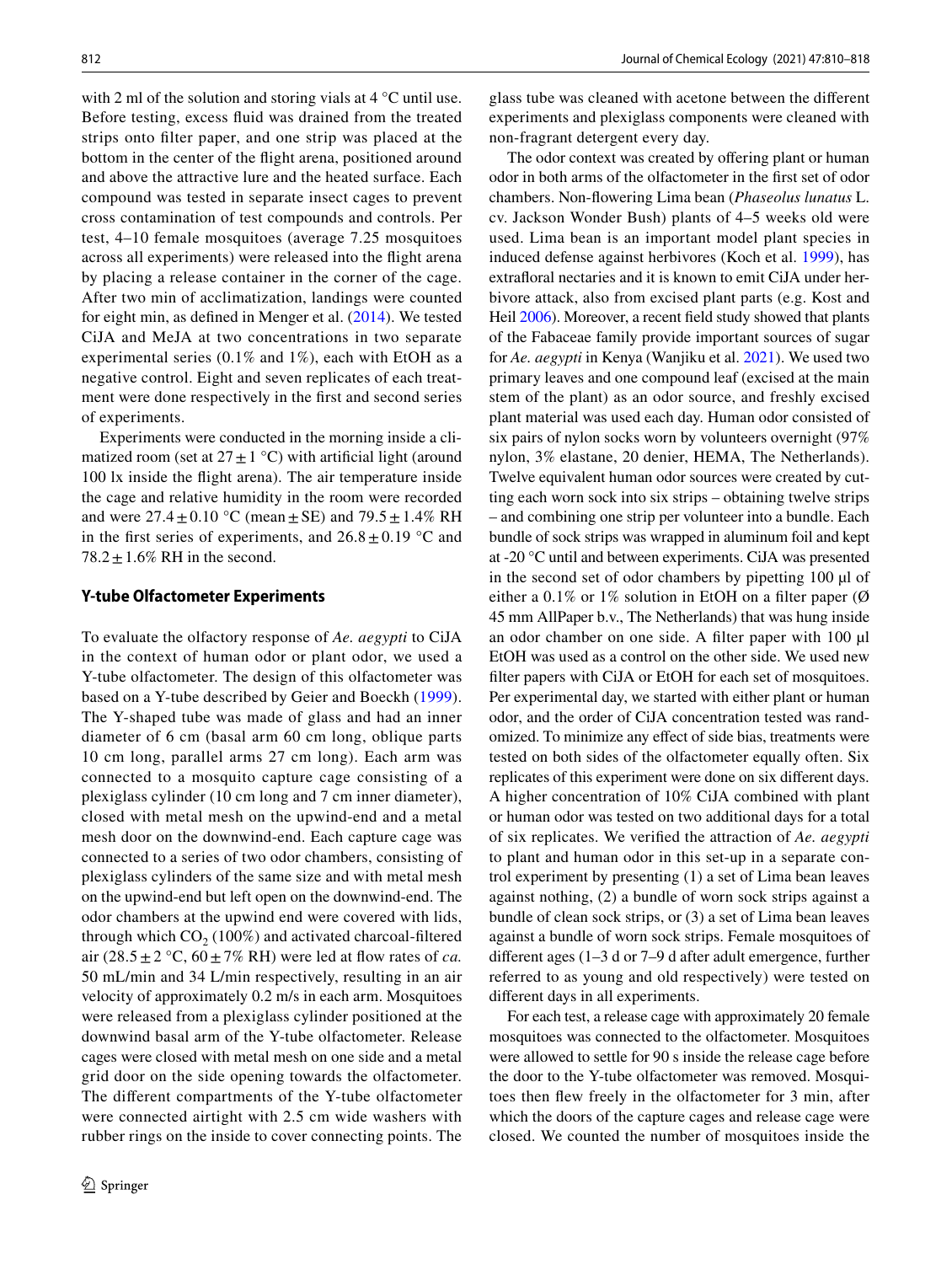with 2 ml of the solution and storing vials at 4 °C until use. Before testing, excess fluid was drained from the treated strips onto filter paper, and one strip was placed at the bottom in the center of the flight arena, positioned around and above the attractive lure and the heated surface. Each compound was tested in separate insect cages to prevent cross contamination of test compounds and controls. Per test, 4–10 female mosquitoes (average 7.25 mosquitoes across all experiments) were released into the flight arena by placing a release container in the corner of the cage. After two min of acclimatization, landings were counted for eight min, as defined in Menger et al. (2014). We tested CiJA and MeJA at two concentrations in two separate experimental series (0.1% and 1%), each with EtOH as a negative control. Eight and seven replicates of each treatment were done respectively in the first and second series of experiments.

Experiments were conducted in the morning inside a climatized room (set at 27 ± 1 °C) with artificial light (around 100 lx inside the flight arena). The air temperature inside the cage and relative humidity in the room were recorded and were 27.4 ± 0.10 °C (mean ± SE) and 79.5 ± 1.4% RH in the first series of experiments, and 26.8 ± 0.19 °C and 78.2 ± 1.6% RH in the second.

### Y-tube Olfactometer Experiments

To evaluate the olfactory response of *Ae. aegypti* to CiJA in the context of human odor or plant odor, we used a Y-tube olfactometer. The design of this olfactometer was based on a Y-tube described by Geier and Boeckh (1999). The Y-shaped tube was made of glass and had an inner diameter of 6 cm (basal arm 60 cm long, oblique parts 10 cm long, parallel arms 27 cm long). Each arm was connected to a mosquito capture cage consisting of a plexiglass cylinder (10 cm long and 7 cm inner diameter), closed with metal mesh on the upwind-end and a metal mesh door on the downwind-end. Each capture cage was connected to a series of two odor chambers, consisting of plexiglass cylinders of the same size and with metal mesh on the upwind-end but left open on the downwind-end. The odor chambers at the upwind end were covered with lids, through which $CO_2$ (100%) and activated charcoal-filtered air (28.5 ± 2 °C, 60 ± 7% RH) were led at flow rates of *ca.* 50 mL/min and 34 L/min respectively, resulting in an air velocity of approximately 0.2 m/s in each arm. Mosquitoes were released from a plexiglass cylinder positioned at the downwind basal arm of the Y-tube olfactometer. Release cages were closed with metal mesh on one side and a metal grid door on the side opening towards the olfactometer. The different compartments of the Y-tube olfactometer were connected airtight with 2.5 cm wide washers with rubber rings on the inside to cover connecting points. The glass tube was cleaned with acetone between the different experiments and plexiglass components were cleaned with non-fragrant detergent every day.

The odor context was created by offering plant or human odor in both arms of the olfactometer in the first set of odor chambers. Non-flowering Lima bean (*Phaseolus lunatus* L. cv. Jackson Wonder Bush) plants of 4–5 weeks old were used. Lima bean is an important model plant species in induced defense against herbivores (Koch et al. 1999), has extrafloral nectaries and it is known to emit CiJA under herbivore attack, also from excised plant parts (e.g. Kost and Heil 2006). Moreover, a recent field study showed that plants of the Fabaceae family provide important sources of sugar for *Ae. aegypti* in Kenya (Wanjiku et al. 2021). We used two primary leaves and one compound leaf (excised at the main stem of the plant) as an odor source, and freshly excised plant material was used each day. Human odor consisted of six pairs of nylon socks worn by volunteers overnight (97% nylon, 3% elastane, 20 denier, HEMA, The Netherlands). Twelve equivalent human odor sources were created by cutting each worn sock into six strips – obtaining twelve strips – and combining one strip per volunteer into a bundle. Each bundle of sock strips was wrapped in aluminum foil and kept at -20 °C until and between experiments. CiJA was presented in the second set of odor chambers by pipetting 100 µl of either a 0.1% or 1% solution in EtOH on a filter paper (Ø 45 mm AllPaper b.v., The Netherlands) that was hung inside an odor chamber on one side. A filter paper with 100 µl EtOH was used as a control on the other side. We used new filter papers with CiJA or EtOH for each set of mosquitoes. Per experimental day, we started with either plant or human odor, and the order of CiJA concentration tested was randomized. To minimize any effect of side bias, treatments were tested on both sides of the olfactometer equally often. Six replicates of this experiment were done on six different days. A higher concentration of 10% CiJA combined with plant or human odor was tested on two additional days for a total of six replicates. We verified the attraction of *Ae. aegypti* to plant and human odor in this set-up in a separate control experiment by presenting (1) a set of Lima bean leaves against nothing, (2) a bundle of worn sock strips against a bundle of clean sock strips, or (3) a set of Lima bean leaves against a bundle of worn sock strips. Female mosquitoes of different ages (1–3 d or 7–9 d after adult emergence, further referred to as young and old respectively) were tested on different days in all experiments.

For each test, a release cage with approximately 20 female mosquitoes was connected to the olfactometer. Mosquitoes were allowed to settle for 90 s inside the release cage before the door to the Y-tube olfactometer was removed. Mosquitoes then flew freely in the olfactometer for 3 min, after which the doors of the capture cages and release cage were closed. We counted the number of mosquitoes inside the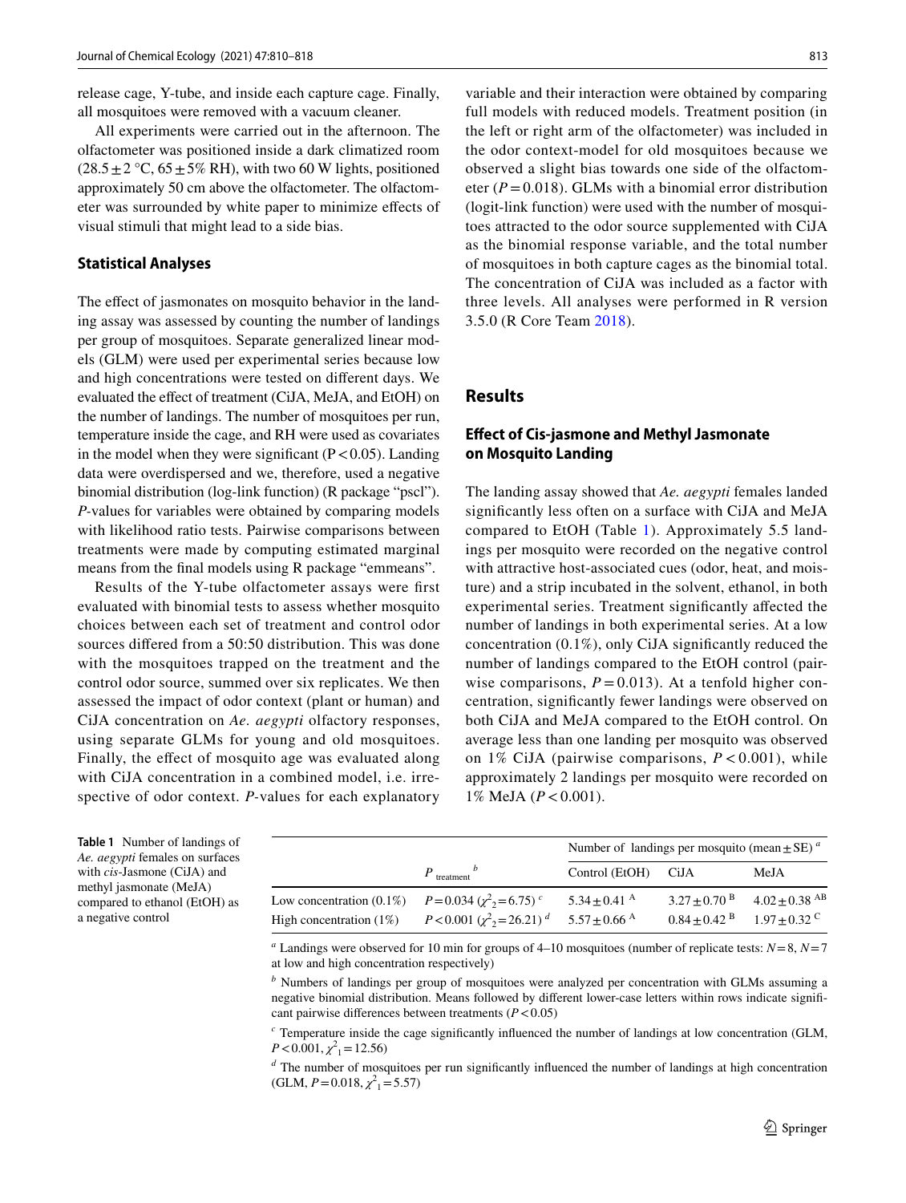release cage, Y-tube, and inside each capture cage. Finally, all mosquitoes were removed with a vacuum cleaner.

All experiments were carried out in the afternoon. The olfactometer was positioned inside a dark climatized room (28.5 ± 2 °C, 65 ± 5% RH), with two 60 W lights, positioned approximately 50 cm above the olfactometer. The olfactometer was surrounded by white paper to minimize effects of visual stimuli that might lead to a side bias.

### Statistical Analyses

The effect of jasmonates on mosquito behavior in the landing assay was assessed by counting the number of landings per group of mosquitoes. Separate generalized linear models (GLM) were used per experimental series because low and high concentrations were tested on different days. We evaluated the effect of treatment (CiJA, MeJA, and EtOH) on the number of landings. The number of mosquitoes per run, temperature inside the cage, and RH were used as covariates in the model when they were significant ($P < 0.05$). Landing data were overdispersed and we, therefore, used a negative binomial distribution (log-link function) (R package "pscl"). *P*-values for variables were obtained by comparing models with likelihood ratio tests. Pairwise comparisons between treatments were made by computing estimated marginal means from the final models using R package "emmeans".

Results of the Y-tube olfactometer assays were first evaluated with binomial tests to assess whether mosquito choices between each set of treatment and control odor sources differed from a 50:50 distribution. This was done with the mosquitoes trapped on the treatment and the control odor source, summed over six replicates. We then assessed the impact of odor context (plant or human) and CiJA concentration on *Ae. aegypti* olfactory responses, using separate GLMs for young and old mosquitoes. Finally, the effect of mosquito age was evaluated along with CiJA concentration in a combined model, i.e. irrespective of odor context. *P*-values for each explanatory variable and their interaction were obtained by comparing full models with reduced models. Treatment position (in the left or right arm of the olfactometer) was included in the odor context-model for old mosquitoes because we observed a slight bias towards one side of the olfactometer ($P = 0.018$). GLMs with a binomial error distribution (logit-link function) were used with the number of mosquitoes attracted to the odor source supplemented with CiJA as the binomial response variable, and the total number of mosquitoes in both capture cages as the binomial total. The concentration of CiJA was included as a factor with three levels. All analyses were performed in R version 3.5.0 (R Core Team 2018).

## Results

### Effect of Cis-jasmone and Methyl Jasmonate on Mosquito Landing

The landing assay showed that *Ae. aegypti* females landed significantly less often on a surface with CiJA and MeJA compared to EtOH (Table 1). Approximately 5.5 landings per mosquito were recorded on the negative control with attractive host-associated cues (odor, heat, and moisture) and a strip incubated in the solvent, ethanol, in both experimental series. Treatment significantly affected the number of landings in both experimental series. At a low concentration (0.1%), only CiJA significantly reduced the number of landings compared to the EtOH control (pairwise comparisons, $P = 0.013$). At a tenfold higher concentration, significantly fewer landings were observed on both CiJA and MeJA compared to the EtOH control. On average less than one landing per mosquito was observed on 1% CiJA (pairwise comparisons, $P < 0.001$), while approximately 2 landings per mosquito were recorded on 1% MeJA ($P < 0.001$).

**Table 1** Number of landings of *Ae. aegypti* females on surfaces with *cis*-Jasmone (CiJA) and methyl jasmonate (MeJA) compared to ethanol (EtOH) as a negative control

| | $P_{\text{treatment}}$ [b] | Number of landings per mosquito (mean ± SE) [a] | | |
|---|---|---|---|---|
| | | Control (EtOH) | CiJA | MeJA |
| Low concentration (0.1%) | $P = 0.034$ ($\chi^2_2 = 6.75$) [c] | 5.34 ± 0.41 [A] | 3.27 ± 0.70 [B] | 4.02 ± 0.38 [AB] |
| High concentration (1%) | $P < 0.001$ ($\chi^2_2 = 26.21$) [d] | 5.57 ± 0.66 [A] | 0.84 ± 0.42 [B] | 1.97 ± 0.32 [C] |

[a] Landings were observed for 10 min for groups of 4–10 mosquitoes (number of replicate tests: $N = 8$, $N = 7$ at low and high concentration respectively)

[b] Numbers of landings per group of mosquitoes were analyzed per concentration with GLMs assuming a negative binomial distribution. Means followed by different lower-case letters within rows indicate significant pairwise differences between treatments ($P < 0.05$)

[c] Temperature inside the cage significantly influenced the number of landings at low concentration (GLM, $P < 0.001$, $\chi^2_1 = 12.56$)

[d] The number of mosquitoes per run significantly influenced the number of landings at high concentration (GLM, $P = 0.018$, $\chi^2_1 = 5.57$)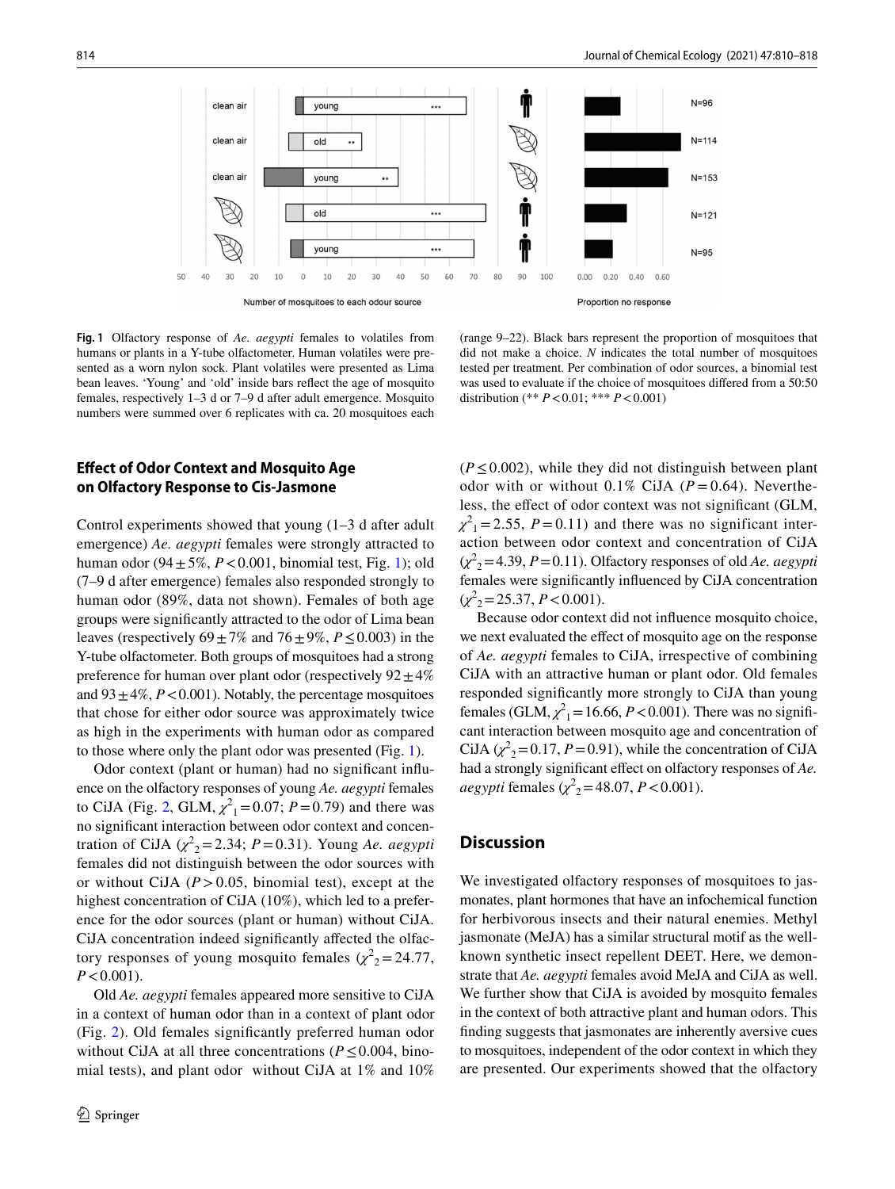**Fig. 1** Olfactory response of *Ae. aegypti* females to volatiles from humans or plants in a Y-tube olfactometer. Human volatiles were presented as a worn nylon sock. Plant volatiles were presented as Lima bean leaves. 'Young' and 'old' inside bars reflect the age of mosquito females, respectively 1–3 d or 7–9 d after adult emergence. Mosquito numbers were summed over 6 replicates with ca. 20 mosquitoes each (range 9–22). Black bars represent the proportion of mosquitoes that did not make a choice. *N* indicates the total number of mosquitoes tested per treatment. Per combination of odor sources, a binomial test was used to evaluate if the choice of mosquitoes differed from a 50:50 distribution (** $P<0.01$; *** $P<0.001$)

### Effect of Odor Context and Mosquito Age on Olfactory Response to Cis-Jasmone

Control experiments showed that young (1–3 d after adult emergence) *Ae. aegypti* females were strongly attracted to human odor ($94 \pm 5\%$, $P<0.001$, binomial test, Fig. 1); old (7–9 d after emergence) females also responded strongly to human odor (89%, data not shown). Females of both age groups were significantly attracted to the odor of Lima bean leaves (respectively $69 \pm 7\%$ and $76 \pm 9\%$, $P \leq 0.003$) in the Y-tube olfactometer. Both groups of mosquitoes had a strong preference for human over plant odor (respectively $92 \pm 4\%$ and $93 \pm 4\%$, $P<0.001$). Notably, the percentage mosquitoes that chose for either odor source was approximately twice as high in the experiments with human odor as compared to those where only the plant odor was presented (Fig. 1).

Odor context (plant or human) had no significant influence on the olfactory responses of young *Ae. aegypti* females to CiJA (Fig. 2, GLM, $\chi^2_1=0.07$; $P=0.79$) and there was no significant interaction between odor context and concentration of CiJA ($\chi^2_2=2.34$; $P=0.31$). Young *Ae. aegypti* females did not distinguish between the odor sources with or without CiJA ($P>0.05$, binomial test), except at the highest concentration of CiJA (10%), which led to a preference for the odor sources (plant or human) without CiJA. CiJA concentration indeed significantly affected the olfactory responses of young mosquito females ($\chi^2_2=24.77$, $P<0.001$).

Old *Ae. aegypti* females appeared more sensitive to CiJA in a context of human odor than in a context of plant odor (Fig. 2). Old females significantly preferred human odor without CiJA at all three concentrations ($P \leq 0.004$, binomial tests), and plant odor without CiJA at 1% and 10% ($P \leq 0.002$), while they did not distinguish between plant odor with or without 0.1% CiJA ($P=0.64$). Nevertheless, the effect of odor context was not significant (GLM, $\chi^2_1=2.55$, $P=0.11$) and there was no significant interaction between odor context and concentration of CiJA ($\chi^2_2=4.39$, $P=0.11$). Olfactory responses of old *Ae. aegypti* females were significantly influenced by CiJA concentration ($\chi^2_2=25.37$, $P<0.001$).

Because odor context did not influence mosquito choice, we next evaluated the effect of mosquito age on the response of *Ae. aegypti* females to CiJA, irrespective of combining CiJA with an attractive human or plant odor. Old females responded significantly more strongly to CiJA than young females (GLM, $\chi^2_1=16.66$, $P<0.001$). There was no significant interaction between mosquito age and concentration of CiJA ($\chi^2_2=0.17$, $P=0.91$), while the concentration of CiJA had a strongly significant effect on olfactory responses of *Ae. aegypti* females ($\chi^2_2=48.07$, $P<0.001$).

## Discussion

We investigated olfactory responses of mosquitoes to jasmonates, plant hormones that have an infochemical function for herbivorous insects and their natural enemies. Methyl jasmonate (MeJA) has a similar structural motif as the well-known synthetic insect repellent DEET. Here, we demonstrate that *Ae. aegypti* females avoid MeJA and CiJA as well. We further show that CiJA is avoided by mosquito females in the context of both attractive plant and human odors. This finding suggests that jasmonates are inherently aversive cues to mosquitoes, independent of the odor context in which they are presented. Our experiments showed that the olfactory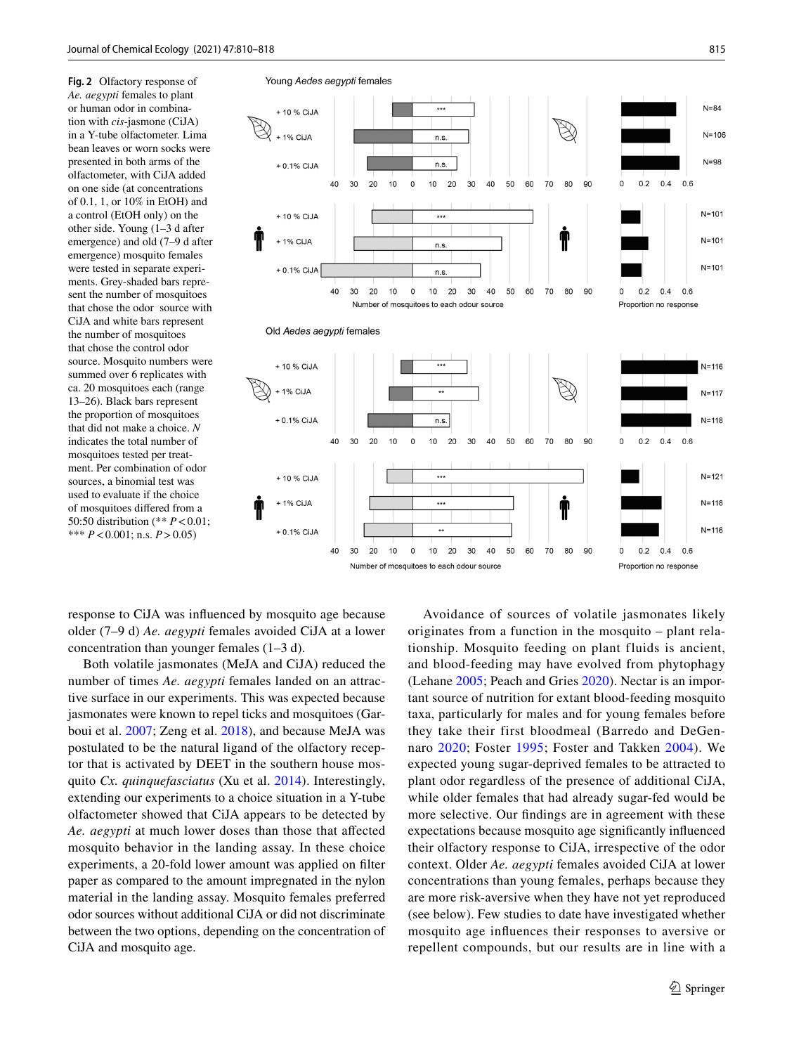**Fig. 2** Olfactory response of *Ae. aegypti* females to plant or human odor in combination with *cis*-jasmone (CiJA) in a Y-tube olfactometer. Lima bean leaves or worn socks were presented in both arms of the olfactometer, with CiJA added on one side (at concentrations of 0.1, 1, or 10% in EtOH) and a control (EtOH only) on the other side. Young (1–3 d after emergence) and old (7–9 d after emergence) mosquito females were tested in separate experiments. Grey-shaded bars represent the number of mosquitoes that chose the odor source with CiJA and white bars represent the number of mosquitoes that chose the control odor source. Mosquito numbers were summed over 6 replicates with ca. 20 mosquitoes each (range 13–26). Black bars represent the proportion of mosquitoes that did not make a choice. *N* indicates the total number of mosquitoes tested per treatment. Per combination of odor sources, a binomial test was used to evaluate if the choice of mosquitoes differed from a 50:50 distribution (** *P* < 0.01; *** *P* < 0.001; n.s. *P* > 0.05)

response to CiJA was influenced by mosquito age because older (7–9 d) *Ae. aegypti* females avoided CiJA at a lower concentration than younger females (1–3 d).

Both volatile jasmonates (MeJA and CiJA) reduced the number of times *Ae. aegypti* females landed on an attractive surface in our experiments. This was expected because jasmonates were known to repel ticks and mosquitoes (Garboui et al. 2007; Zeng et al. 2018), and because MeJA was postulated to be the natural ligand of the olfactory receptor that is activated by DEET in the southern house mosquito *Cx. quinquefasciatus* (Xu et al. 2014). Interestingly, extending our experiments to a choice situation in a Y-tube olfactometer showed that CiJA appears to be detected by *Ae. aegypti* at much lower doses than those that affected mosquito behavior in the landing assay. In these choice experiments, a 20-fold lower amount was applied on filter paper as compared to the amount impregnated in the nylon material in the landing assay. Mosquito females preferred odor sources without additional CiJA or did not discriminate between the two options, depending on the concentration of CiJA and mosquito age.

Avoidance of sources of volatile jasmonates likely originates from a function in the mosquito – plant relationship. Mosquito feeding on plant fluids is ancient, and blood-feeding may have evolved from phytophagy (Lehane 2005; Peach and Gries 2020). Nectar is an important source of nutrition for extant blood-feeding mosquito taxa, particularly for males and for young females before they take their first bloodmeal (Barredo and DeGennaro 2020; Foster 1995; Foster and Takken 2004). We expected young sugar-deprived females to be attracted to plant odor regardless of the presence of additional CiJA, while older females that had already sugar-fed would be more selective. Our findings are in agreement with these expectations because mosquito age significantly influenced their olfactory response to CiJA, irrespective of the odor context. Older *Ae. aegypti* females avoided CiJA at lower concentrations than young females, perhaps because they are more risk-aversive when they have not yet reproduced (see below). Few studies to date have investigated whether mosquito age influences their responses to aversive or repellent compounds, but our results are in line with a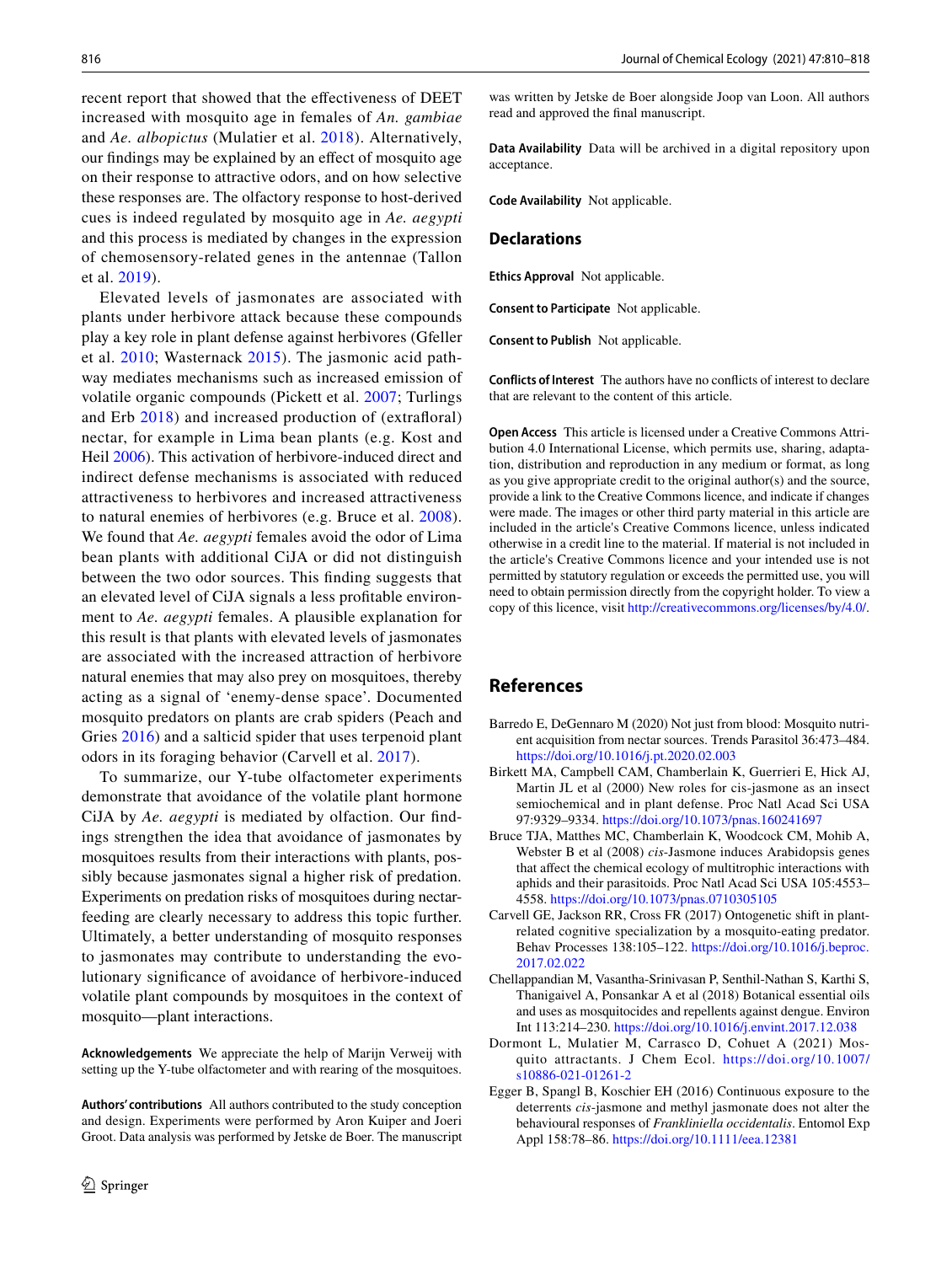recent report that showed that the effectiveness of DEET increased with mosquito age in females of *An. gambiae* and *Ae. albopictus* (Mulatier et al. 2018). Alternatively, our findings may be explained by an effect of mosquito age on their response to attractive odors, and on how selective these responses are. The olfactory response to host-derived cues is indeed regulated by mosquito age in *Ae. aegypti* and this process is mediated by changes in the expression of chemosensory-related genes in the antennae (Tallon et al. 2019).

Elevated levels of jasmonates are associated with plants under herbivore attack because these compounds play a key role in plant defense against herbivores (Gfeller et al. 2010; Wasternack 2015). The jasmonic acid pathway mediates mechanisms such as increased emission of volatile organic compounds (Pickett et al. 2007; Turlings and Erb 2018) and increased production of (extrafloral) nectar, for example in Lima bean plants (e.g. Kost and Heil 2006). This activation of herbivore-induced direct and indirect defense mechanisms is associated with reduced attractiveness to herbivores and increased attractiveness to natural enemies of herbivores (e.g. Bruce et al. 2008). We found that *Ae. aegypti* females avoid the odor of Lima bean plants with additional CiJA or did not distinguish between the two odor sources. This finding suggests that an elevated level of CiJA signals a less profitable environment to *Ae. aegypti* females. A plausible explanation for this result is that plants with elevated levels of jasmonates are associated with the increased attraction of herbivore natural enemies that may also prey on mosquitoes, thereby acting as a signal of 'enemy-dense space'. Documented mosquito predators on plants are crab spiders (Peach and Gries 2016) and a salticid spider that uses terpenoid plant odors in its foraging behavior (Carvell et al. 2017).

To summarize, our Y-tube olfactometer experiments demonstrate that avoidance of the volatile plant hormone CiJA by *Ae. aegypti* is mediated by olfaction. Our findings strengthen the idea that avoidance of jasmonates by mosquitoes results from their interactions with plants, possibly because jasmonates signal a higher risk of predation. Experiments on predation risks of mosquitoes during nectar-feeding are clearly necessary to address this topic further. Ultimately, a better understanding of mosquito responses to jasmonates may contribute to understanding the evolutionary significance of avoidance of herbivore-induced volatile plant compounds by mosquitoes in the context of mosquito—plant interactions.

**Acknowledgements** We appreciate the help of Marijn Verweij with setting up the Y-tube olfactometer and with rearing of the mosquitoes.

**Authors' contributions** All authors contributed to the study conception and design. Experiments were performed by Aron Kuiper and Joeri Groot. Data analysis was performed by Jetske de Boer. The manuscript was written by Jetske de Boer alongside Joop van Loon. All authors read and approved the final manuscript.

**Data Availability** Data will be archived in a digital repository upon acceptance.

**Code Availability** Not applicable.

## Declarations

**Ethics Approval** Not applicable.

**Consent to Participate** Not applicable.

**Consent to Publish** Not applicable.

**Conflicts of Interest** The authors have no conflicts of interest to declare that are relevant to the content of this article.

**Open Access** This article is licensed under a Creative Commons Attribution 4.0 International License, which permits use, sharing, adaptation, distribution and reproduction in any medium or format, as long as you give appropriate credit to the original author(s) and the source, provide a link to the Creative Commons licence, and indicate if changes were made. The images or other third party material in this article are included in the article's Creative Commons licence, unless indicated otherwise in a credit line to the material. If material is not included in the article's Creative Commons licence and your intended use is not permitted by statutory regulation or exceeds the permitted use, you will need to obtain permission directly from the copyright holder. To view a copy of this licence, visit http://creativecommons.org/licenses/by/4.0/.

## References

Barredo E, DeGennaro M (2020) Not just from blood: Mosquito nutrient acquisition from nectar sources. Trends Parasitol 36:473–484. https://doi.org/10.1016/j.pt.2020.02.003

Birkett MA, Campbell CAM, Chamberlain K, Guerrieri E, Hick AJ, Martin JL et al (2000) New roles for cis-jasmone as an insect semiochemical and in plant defense. Proc Natl Acad Sci USA 97:9329–9334. https://doi.org/10.1073/pnas.160241697

Bruce TJA, Matthes MC, Chamberlain K, Woodcock CM, Mohib A, Webster B et al (2008) *cis*-Jasmone induces Arabidopsis genes that affect the chemical ecology of multitrophic interactions with aphids and their parasitoids. Proc Natl Acad Sci USA 105:4553–4558. https://doi.org/10.1073/pnas.0710305105

Carvell GE, Jackson RR, Cross FR (2017) Ontogenetic shift in plant-related cognitive specialization by a mosquito-eating predator. Behav Processes 138:105–122. https://doi.org/10.1016/j.beproc.2017.02.022

Chellappandian M, Vasantha-Srinivasan P, Senthil-Nathan S, Karthi S, Thanigaivel A, Ponsankar A et al (2018) Botanical essential oils and uses as mosquitocides and repellents against dengue. Environ Int 113:214–230. https://doi.org/10.1016/j.envint.2017.12.038

Dormont L, Mulatier M, Carrasco D, Cohuet A (2021) Mosquito attractants. J Chem Ecol. https://doi.org/10.1007/s10886-021-01261-2

Egger B, Spangl B, Koschier EH (2016) Continuous exposure to the deterrents *cis*-jasmone and methyl jasmonate does not alter the behavioural responses of *Frankliniella occidentalis*. Entomol Exp Appl 158:78–86. https://doi.org/10.1111/eea.12381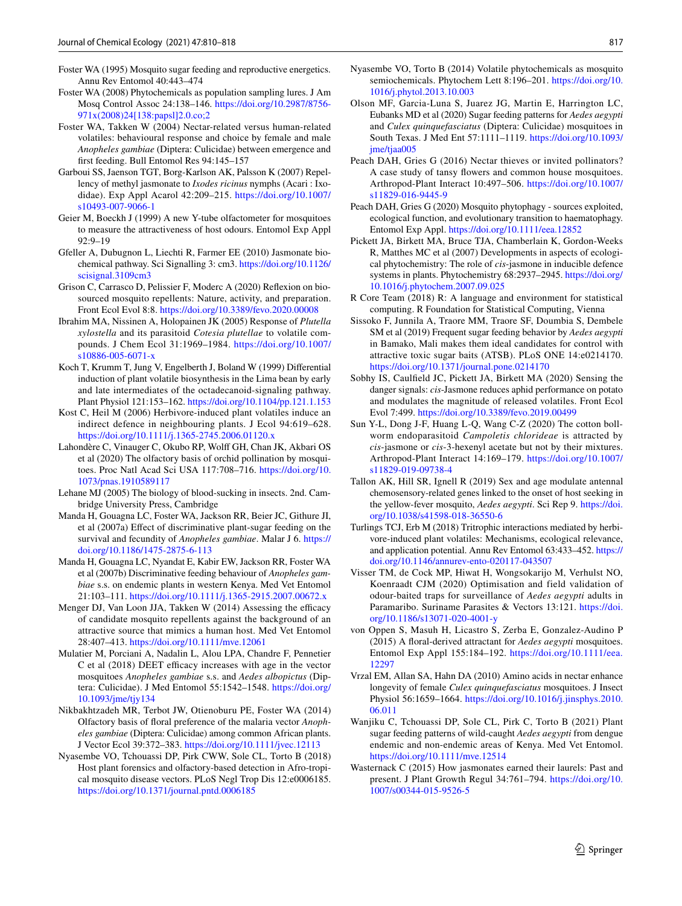Foster WA (1995) Mosquito sugar feeding and reproductive energetics. Annu Rev Entomol 40:443–474

Foster WA (2008) Phytochemicals as population sampling lures. J Am Mosq Control Assoc 24:138–146. https://doi.org/10.2987/8756-971x(2008)24[138:papsl]2.0.co;2

Foster WA, Takken W (2004) Nectar-related versus human-related volatiles: behavioural response and choice by female and male *Anopheles gambiae* (Diptera: Culicidae) between emergence and first feeding. Bull Entomol Res 94:145–157

Garboui SS, Jaenson TGT, Borg-Karlson AK, Palsson K (2007) Repellency of methyl jasmonate to *Ixodes ricinus* nymphs (Acari : Ixodidae). Exp Appl Acarol 42:209–215. https://doi.org/10.1007/s10493-007-9066-1

Geier M, Boeckh J (1999) A new Y-tube olfactometer for mosquitoes to measure the attractiveness of host odours. Entomol Exp Appl 92:9–19

Gfeller A, Dubugnon L, Liechti R, Farmer EE (2010) Jasmonate biochemical pathway. Sci Signalling 3: cm3. https://doi.org/10.1126/scisignal.3109cm3

Grison C, Carrasco D, Pelissier F, Moderc A (2020) Reflexion on biosourced mosquito repellents: Nature, activity, and preparation. Front Ecol Evol 8:8. https://doi.org/10.3389/fevo.2020.00008

Ibrahim MA, Nissinen A, Holopainen JK (2005) Response of *Plutella xylostella* and its parasitoid *Cotesia plutellae* to volatile compounds. J Chem Ecol 31:1969–1984. https://doi.org/10.1007/s10886-005-6071-x

Koch T, Krumm T, Jung V, Engelberth J, Boland W (1999) Differential induction of plant volatile biosynthesis in the Lima bean by early and late intermediates of the octadecanoid-signaling pathway. Plant Physiol 121:153–162. https://doi.org/10.1104/pp.121.1.153

Kost C, Heil M (2006) Herbivore-induced plant volatiles induce an indirect defence in neighbouring plants. J Ecol 94:619–628. https://doi.org/10.1111/j.1365-2745.2006.01120.x

Lahondère C, Vinauger C, Okubo RP, Wolff GH, Chan JK, Akbari OS et al (2020) The olfactory basis of orchid pollination by mosquitoes. Proc Natl Acad Sci USA 117:708–716. https://doi.org/10.1073/pnas.1910589117

Lehane MJ (2005) The biology of blood-sucking in insects. 2nd. Cambridge University Press, Cambridge

Manda H, Gouagna LC, Foster WA, Jackson RR, Beier JC, Githure JI, et al (2007a) Effect of discriminative plant-sugar feeding on the survival and fecundity of *Anopheles gambiae*. Malar J 6. https://doi.org/10.1186/1475-2875-6-113

Manda H, Gouagna LC, Nyandat E, Kabir EW, Jackson RR, Foster WA et al (2007b) Discriminative feeding behaviour of *Anopheles gambiae* s.s. on endemic plants in western Kenya. Med Vet Entomol 21:103–111. https://doi.org/10.1111/j.1365-2915.2007.00672.x

Menger DJ, Van Loon JJA, Takken W (2014) Assessing the efficacy of candidate mosquito repellents against the background of an attractive source that mimics a human host. Med Vet Entomol 28:407–413. https://doi.org/10.1111/mve.12061

Mulatier M, Porciani A, Nadalin L, Alou LPA, Chandre F, Pennetier C et al (2018) DEET efficacy increases with age in the vector mosquitoes *Anopheles gambiae* s.s. and *Aedes albopictus* (Diptera: Culicidae). J Med Entomol 55:1542–1548. https://doi.org/10.1093/jme/tjy134

Nikbakhtzadeh MR, Terbot JW, Otienoburu PE, Foster WA (2014) Olfactory basis of floral preference of the malaria vector *Anopheles gambiae* (Diptera: Culicidae) among common African plants. J Vector Ecol 39:372–383. https://doi.org/10.1111/jvec.12113

Nyasembe VO, Tchouassi DP, Pirk CWW, Sole CL, Torto B (2018) Host plant forensics and olfactory-based detection in Afro-tropical mosquito disease vectors. PLoS Negl Trop Dis 12:e0006185. https://doi.org/10.1371/journal.pntd.0006185

Nyasembe VO, Torto B (2014) Volatile phytochemicals as mosquito semiochemicals. Phytochem Lett 8:196–201. https://doi.org/10.1016/j.phytol.2013.10.003

Olson MF, Garcia-Luna S, Juarez JG, Martin E, Harrington LC, Eubanks MD et al (2020) Sugar feeding patterns for *Aedes aegypti* and *Culex quinquefasciatus* (Diptera: Culicidae) mosquitoes in South Texas. J Med Ent 57:1111–1119. https://doi.org/10.1093/jme/tjaa005

Peach DAH, Gries G (2016) Nectar thieves or invited pollinators? A case study of tansy flowers and common house mosquitoes. Arthropod-Plant Interact 10:497–506. https://doi.org/10.1007/s11829-016-9445-9

Peach DAH, Gries G (2020) Mosquito phytophagy - sources exploited, ecological function, and evolutionary transition to haematophagy. Entomol Exp Appl. https://doi.org/10.1111/eea.12852

Pickett JA, Birkett MA, Bruce TJA, Chamberlain K, Gordon-Weeks R, Matthes MC et al (2007) Developments in aspects of ecological phytochemistry: The role of *cis*-jasmone in inducible defence systems in plants. Phytochemistry 68:2937–2945. https://doi.org/10.1016/j.phytochem.2007.09.025

R Core Team (2018) R: A language and environment for statistical computing. R Foundation for Statistical Computing, Vienna

Sissoko F, Junnila A, Traore MM, Traore SF, Doumbia S, Dembele SM et al (2019) Frequent sugar feeding behavior by *Aedes aegypti* in Bamako, Mali makes them ideal candidates for control with attractive toxic sugar baits (ATSB). PLoS ONE 14:e0214170. https://doi.org/10.1371/journal.pone.0214170

Sobhy IS, Caulfield JC, Pickett JA, Birkett MA (2020) Sensing the danger signals: *cis*-Jasmone reduces aphid performance on potato and modulates the magnitude of released volatiles. Front Ecol Evol 7:499. https://doi.org/10.3389/fevo.2019.00499

Sun Y-L, Dong J-F, Huang L-Q, Wang C-Z (2020) The cotton bollworm endoparasitoid *Campoletis chlorideae* is attracted by *cis*-jasmone or *cis*-3-hexenyl acetate but not by their mixtures. Arthropod-Plant Interact 14:169–179. https://doi.org/10.1007/s11829-019-09738-4

Tallon AK, Hill SR, Ignell R (2019) Sex and age modulate antennal chemosensory-related genes linked to the onset of host seeking in the yellow-fever mosquito, *Aedes aegypti*. Sci Rep 9. https://doi.org/10.1038/s41598-018-36550-6

Turlings TCJ, Erb M (2018) Tritrophic interactions mediated by herbivore-induced plant volatiles: Mechanisms, ecological relevance, and application potential. Annu Rev Entomol 63:433–452. https://doi.org/10.1146/annurev-ento-020117-043507

Visser TM, de Cock MP, Hiwat H, Wongsokarijo M, Verhulst NO, Koenraadt CJM (2020) Optimisation and field validation of odour-baited traps for surveillance of *Aedes aegypti* adults in Paramaribo. Suriname Parasites & Vectors 13:121. https://doi.org/10.1186/s13071-020-4001-y

von Oppen S, Masuh H, Licastro S, Zerba E, Gonzalez-Audino P (2015) A floral-derived attractant for *Aedes aegypti* mosquitoes. Entomol Exp Appl 155:184–192. https://doi.org/10.1111/eea.12297

Vrzal EM, Allan SA, Hahn DA (2010) Amino acids in nectar enhance longevity of female *Culex quinquefasciatus* mosquitoes. J Insect Physiol 56:1659–1664. https://doi.org/10.1016/j.jinsphys.2010.06.011

Wanjiku C, Tchouassi DP, Sole CL, Pirk C, Torto B (2021) Plant sugar feeding patterns of wild-caught *Aedes aegypti* from dengue endemic and non-endemic areas of Kenya. Med Vet Entomol. https://doi.org/10.1111/mve.12514

Wasternack C (2015) How jasmonates earned their laurels: Past and present. J Plant Growth Regul 34:761–794. https://doi.org/10.1007/s00344-015-9526-5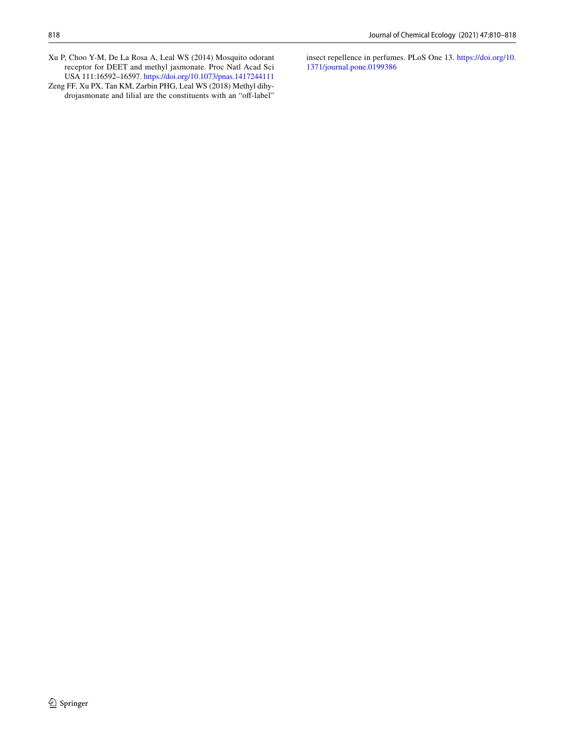Xu P, Choo Y-M, De La Rosa A, Leal WS (2014) Mosquito odorant receptor for DEET and methyl jasmonate. Proc Natl Acad Sci USA 111:16592–16597. https://doi.org/10.1073/pnas.1417244111

Zeng FF, Xu PX, Tan KM, Zarbin PHG, Leal WS (2018) Methyl dihydrojasmonate and lilial are the constituents with an "off-label" insect repellence in perfumes. PLoS One 13. https://doi.org/10.1371/journal.pone.0199386